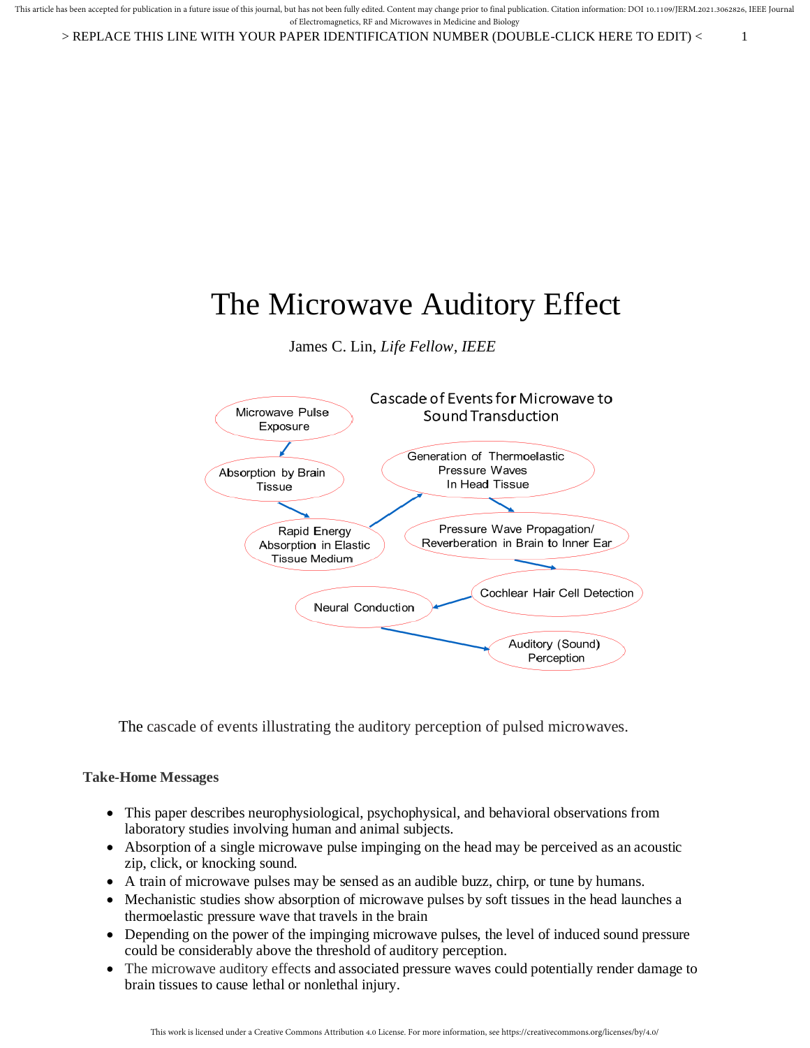# The Microwave Auditory Effect

James C. Lin, *Life Fellow, IEEE*

Cascade of Events for Microwave to Sound Transduction

Microwave Pulse Exposure → Absorption by Brain Tissue → Rapid Energy Absorption in Elastic Tissue Medium → Generation of Thermoelastic Pressure Waves In Head Tissue → Pressure Wave Propagation/ Reverberation in Brain to Inner Ear → Cochlear Hair Cell Detection → Neural Conduction → Auditory (Sound) Perception

The cascade of events illustrating the auditory perception of pulsed microwaves.

**Take-Home Messages**

- This paper describes neurophysiological, psychophysical, and behavioral observations from laboratory studies involving human and animal subjects.
- Absorption of a single microwave pulse impinging on the head may be perceived as an acoustic zip, click, or knocking sound.
- A train of microwave pulses may be sensed as an audible buzz, chirp, or tune by humans.
- Mechanistic studies show absorption of microwave pulses by soft tissues in the head launches a thermoelastic pressure wave that travels in the brain
- Depending on the power of the impinging microwave pulses, the level of induced sound pressure could be considerably above the threshold of auditory perception.
- The microwave auditory effects and associated pressure waves could potentially render damage to brain tissues to cause lethal or nonlethal injury.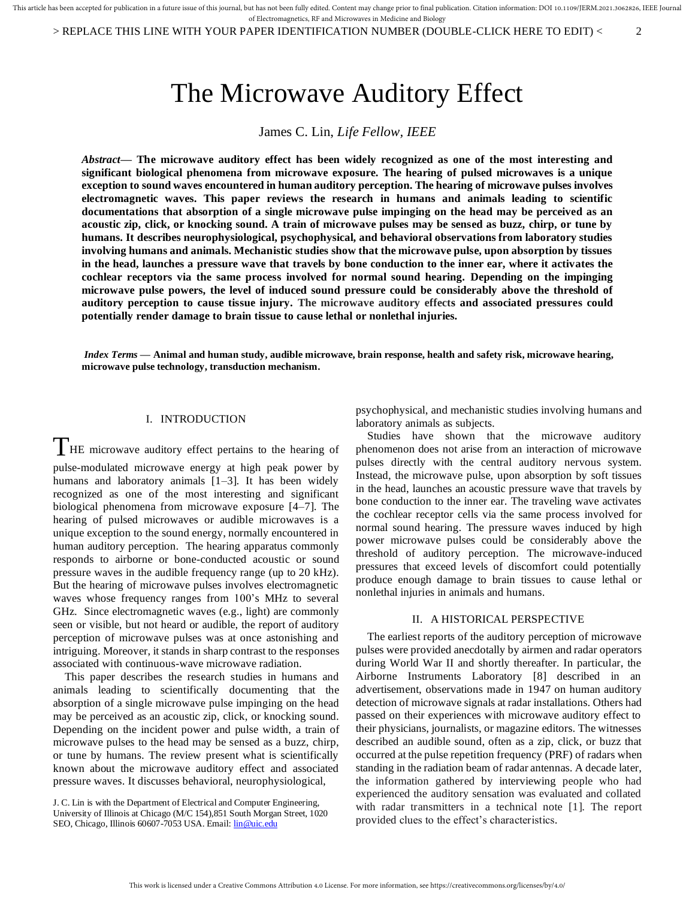# The Microwave Auditory Effect

James C. Lin, *Life Fellow, IEEE*

***Abstract*— The microwave auditory effect has been widely recognized as one of the most interesting and significant biological phenomena from microwave exposure. The hearing of pulsed microwaves is a unique exception to sound waves encountered in human auditory perception. The hearing of microwave pulses involves electromagnetic waves. This paper reviews the research in humans and animals leading to scientific documentations that absorption of a single microwave pulse impinging on the head may be perceived as an acoustic zip, click, or knocking sound. A train of microwave pulses may be sensed as buzz, chirp, or tune by humans. It describes neurophysiological, psychophysical, and behavioral observations from laboratory studies involving humans and animals. Mechanistic studies show that the microwave pulse, upon absorption by tissues in the head, launches a pressure wave that travels by bone conduction to the inner ear, where it activates the cochlear receptors via the same process involved for normal sound hearing. Depending on the impinging microwave pulse powers, the level of induced sound pressure could be considerably above the threshold of auditory perception to cause tissue injury. The microwave auditory effects and associated pressures could potentially render damage to brain tissue to cause lethal or nonlethal injuries.**

***Index Terms* — Animal and human study, audible microwave, brain response, health and safety risk, microwave hearing, microwave pulse technology, transduction mechanism.**

## I. INTRODUCTION

THE microwave auditory effect pertains to the hearing of pulse-modulated microwave energy at high peak power by humans and laboratory animals [1–3]. It has been widely recognized as one of the most interesting and significant biological phenomena from microwave exposure [4–7]. The hearing of pulsed microwaves or audible microwaves is a unique exception to the sound energy, normally encountered in human auditory perception. The hearing apparatus commonly responds to airborne or bone-conducted acoustic or sound pressure waves in the audible frequency range (up to 20 kHz). But the hearing of microwave pulses involves electromagnetic waves whose frequency ranges from 100's MHz to several GHz. Since electromagnetic waves (e.g., light) are commonly seen or visible, but not heard or audible, the report of auditory perception of microwave pulses was at once astonishing and intriguing. Moreover, it stands in sharp contrast to the responses associated with continuous-wave microwave radiation.

This paper describes the research studies in humans and animals leading to scientifically documenting that the absorption of a single microwave pulse impinging on the head may be perceived as an acoustic zip, click, or knocking sound. Depending on the incident power and pulse width, a train of microwave pulses to the head may be sensed as a buzz, chirp, or tune by humans. The review present what is scientifically known about the microwave auditory effect and associated pressure waves. It discusses behavioral, neurophysiological, psychophysical, and mechanistic studies involving humans and laboratory animals as subjects.

Studies have shown that the microwave auditory phenomenon does not arise from an interaction of microwave pulses directly with the central auditory nervous system. Instead, the microwave pulse, upon absorption by soft tissues in the head, launches an acoustic pressure wave that travels by bone conduction to the inner ear. The traveling wave activates the cochlear receptor cells via the same process involved for normal sound hearing. The pressure waves induced by high power microwave pulses could be considerably above the threshold of auditory perception. The microwave-induced pressures that exceed levels of discomfort could potentially produce enough damage to brain tissues to cause lethal or nonlethal injuries in animals and humans.

J. C. Lin is with the Department of Electrical and Computer Engineering, University of Illinois at Chicago (M/C 154),851 South Morgan Street, 1020 SEO, Chicago, Illinois 60607-7053 USA. Email: lin@uic.edu

## II. A HISTORICAL PERSPECTIVE

The earliest reports of the auditory perception of microwave pulses were provided anecdotally by airmen and radar operators during World War II and shortly thereafter. In particular, the Airborne Instruments Laboratory [8] described in an advertisement, observations made in 1947 on human auditory detection of microwave signals at radar installations. Others had passed on their experiences with microwave auditory effect to their physicians, journalists, or magazine editors. The witnesses described an audible sound, often as a zip, click, or buzz that occurred at the pulse repetition frequency (PRF) of radars when standing in the radiation beam of radar antennas. A decade later, the information gathered by interviewing people who had experienced the auditory sensation was evaluated and collated with radar transmitters in a technical note [1]. The report provided clues to the effect's characteristics.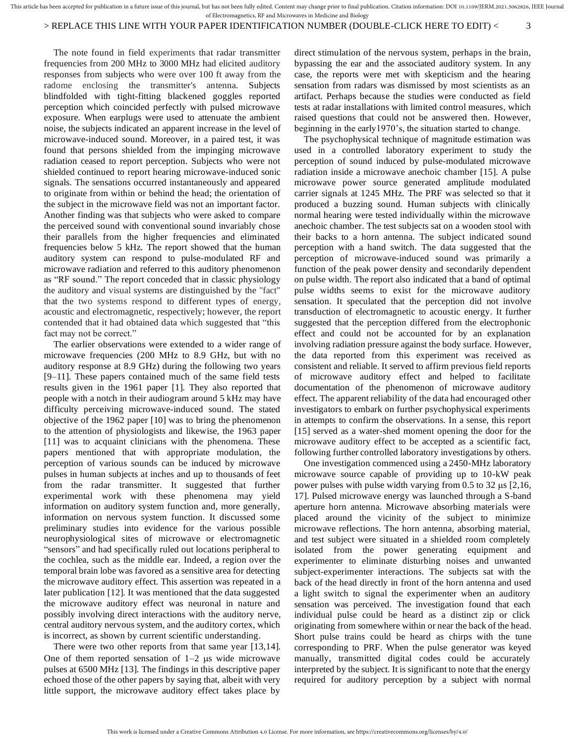The note found in field experiments that radar transmitter frequencies from 200 MHz to 3000 MHz had elicited auditory responses from subjects who were over 100 ft away from the radome enclosing the transmitter's antenna. Subjects blindfolded with tight-fitting blackened goggles reported perception which coincided perfectly with pulsed microwave exposure. When earplugs were used to attenuate the ambient noise, the subjects indicated an apparent increase in the level of microwave-induced sound. Moreover, in a paired test, it was found that persons shielded from the impinging microwave radiation ceased to report perception. Subjects who were not shielded continued to report hearing microwave-induced sonic signals. The sensations occurred instantaneously and appeared to originate from within or behind the head; the orientation of the subject in the microwave field was not an important factor. Another finding was that subjects who were asked to compare the perceived sound with conventional sound invariably chose their parallels from the higher frequencies and eliminated frequencies below 5 kHz. The report showed that the human auditory system can respond to pulse-modulated RF and microwave radiation and referred to this auditory phenomenon as "RF sound." The report conceded that in classic physiology the auditory and visual systems are distinguished by the "fact" that the two systems respond to different types of energy, acoustic and electromagnetic, respectively; however, the report contended that it had obtained data which suggested that "this fact may not be correct."

The earlier observations were extended to a wider range of microwave frequencies (200 MHz to 8.9 GHz, but with no auditory response at 8.9 GHz) during the following two years [9–11]. These papers contained much of the same field tests results given in the 1961 paper [1]. They also reported that people with a notch in their audiogram around 5 kHz may have difficulty perceiving microwave-induced sound. The stated objective of the 1962 paper [10] was to bring the phenomenon to the attention of physiologists and likewise, the 1963 paper [11] was to acquaint clinicians with the phenomena. These papers mentioned that with appropriate modulation, the perception of various sounds can be induced by microwave pulses in human subjects at inches and up to thousands of feet from the radar transmitter. It suggested that further experimental work with these phenomena may yield information on auditory system function and, more generally, information on nervous system function. It discussed some preliminary studies into evidence for the various possible neurophysiological sites of microwave or electromagnetic "sensors" and had specifically ruled out locations peripheral to the cochlea, such as the middle ear. Indeed, a region over the temporal brain lobe was favored as a sensitive area for detecting the microwave auditory effect. This assertion was repeated in a later publication [12]. It was mentioned that the data suggested the microwave auditory effect was neuronal in nature and possibly involving direct interactions with the auditory nerve, central auditory nervous system, and the auditory cortex, which is incorrect, as shown by current scientific understanding.

There were two other reports from that same year [13,14]. One of them reported sensation of 1–2 μs wide microwave pulses at 6500 MHz [13]. The findings in this descriptive paper echoed those of the other papers by saying that, albeit with very little support, the microwave auditory effect takes place by direct stimulation of the nervous system, perhaps in the brain, bypassing the ear and the associated auditory system. In any case, the reports were met with skepticism and the hearing sensation from radars was dismissed by most scientists as an artifact. Perhaps because the studies were conducted as field tests at radar installations with limited control measures, which raised questions that could not be answered then. However, beginning in the early1970's, the situation started to change.

The psychophysical technique of magnitude estimation was used in a controlled laboratory experiment to study the perception of sound induced by pulse-modulated microwave radiation inside a microwave anechoic chamber [15]. A pulse microwave power source generated amplitude modulated carrier signals at 1245 MHz. The PRF was selected so that it produced a buzzing sound. Human subjects with clinically normal hearing were tested individually within the microwave anechoic chamber. The test subjects sat on a wooden stool with their backs to a horn antenna. The subject indicated sound perception with a hand switch. The data suggested that the perception of microwave-induced sound was primarily a function of the peak power density and secondarily dependent on pulse width. The report also indicated that a band of optimal pulse widths seems to exist for the microwave auditory sensation. It speculated that the perception did not involve transduction of electromagnetic to acoustic energy. It further suggested that the perception differed from the electrophonic effect and could not be accounted for by an explanation involving radiation pressure against the body surface. However, the data reported from this experiment was received as consistent and reliable. It served to affirm previous field reports of microwave auditory effect and helped to facilitate documentation of the phenomenon of microwave auditory effect. The apparent reliability of the data had encouraged other investigators to embark on further psychophysical experiments in attempts to confirm the observations. In a sense, this report [15] served as a water-shed moment opening the door for the microwave auditory effect to be accepted as a scientific fact, following further controlled laboratory investigations by others.

One investigation commenced using a 2450-MHz laboratory microwave source capable of providing up to 10-kW peak power pulses with pulse width varying from 0.5 to 32 μs [2,16, 17]. Pulsed microwave energy was launched through a S-band aperture horn antenna. Microwave absorbing materials were placed around the vicinity of the subject to minimize microwave reflections. The horn antenna, absorbing material, and test subject were situated in a shielded room completely isolated from the power generating equipment and experimenter to eliminate disturbing noises and unwanted subject-experimenter interactions. The subjects sat with the back of the head directly in front of the horn antenna and used a light switch to signal the experimenter when an auditory sensation was perceived. The investigation found that each individual pulse could be heard as a distinct zip or click originating from somewhere within or near the back of the head. Short pulse trains could be heard as chirps with the tune corresponding to PRF. When the pulse generator was keyed manually, transmitted digital codes could be accurately interpreted by the subject. It is significant to note that the energy required for auditory perception by a subject with normal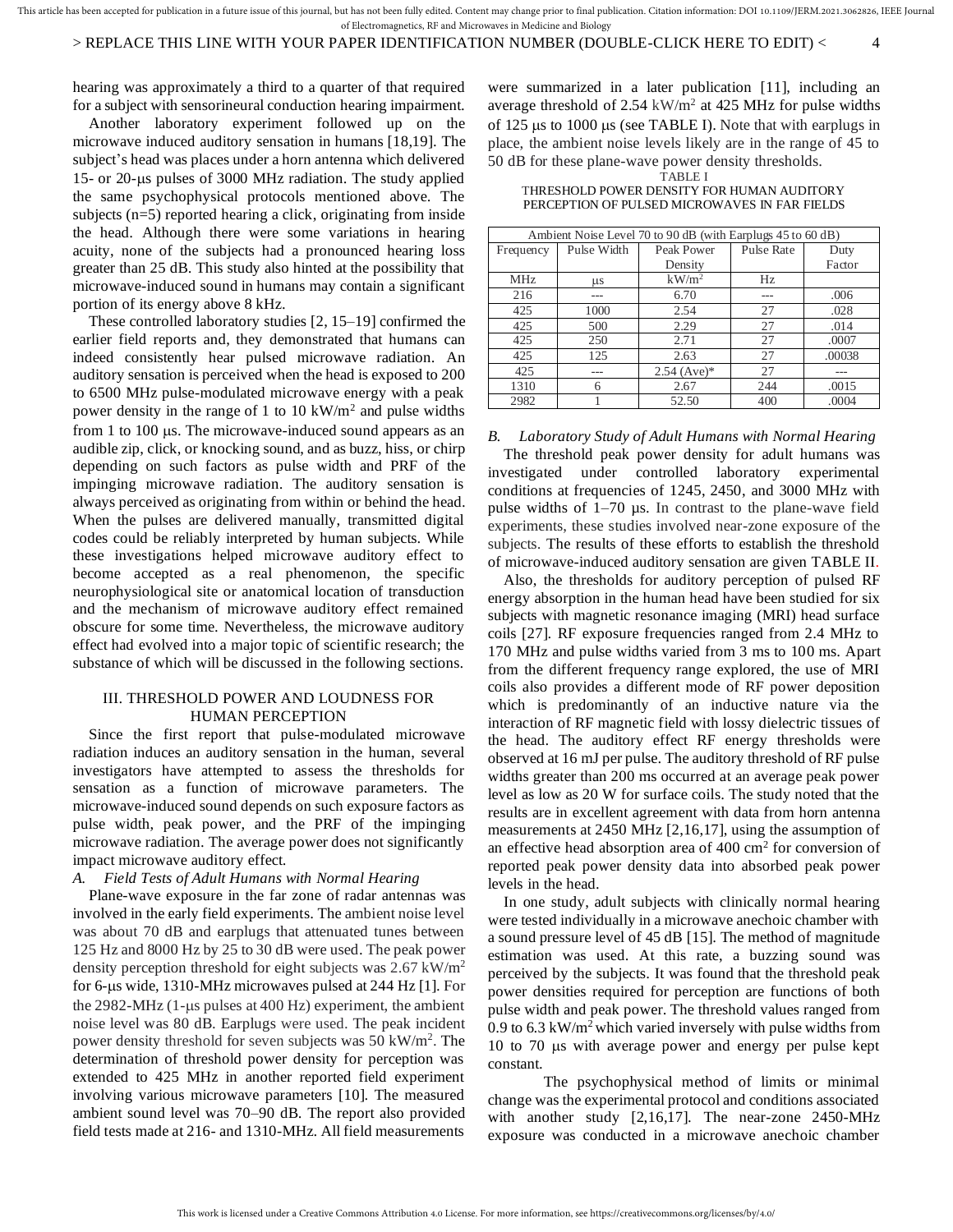hearing was approximately a third to a quarter of that required for a subject with sensorineural conduction hearing impairment.

Another laboratory experiment followed up on the microwave induced auditory sensation in humans [18,19]. The subject's head was places under a horn antenna which delivered 15- or 20-μs pulses of 3000 MHz radiation. The study applied the same psychophysical protocols mentioned above. The subjects (n=5) reported hearing a click, originating from inside the head. Although there were some variations in hearing acuity, none of the subjects had a pronounced hearing loss greater than 25 dB. This study also hinted at the possibility that microwave-induced sound in humans may contain a significant portion of its energy above 8 kHz.

These controlled laboratory studies [2, 15–19] confirmed the earlier field reports and, they demonstrated that humans can indeed consistently hear pulsed microwave radiation. An auditory sensation is perceived when the head is exposed to 200 to 6500 MHz pulse-modulated microwave energy with a peak power density in the range of 1 to 10 kW/m$^2$ and pulse widths from 1 to 100 μs. The microwave-induced sound appears as an audible zip, click, or knocking sound, and as buzz, hiss, or chirp depending on such factors as pulse width and PRF of the impinging microwave radiation. The auditory sensation is always perceived as originating from within or behind the head. When the pulses are delivered manually, transmitted digital codes could be reliably interpreted by human subjects. While these investigations helped microwave auditory effect to become accepted as a real phenomenon, the specific neurophysiological site or anatomical location of transduction and the mechanism of microwave auditory effect remained obscure for some time. Nevertheless, the microwave auditory effect had evolved into a major topic of scientific research; the substance of which will be discussed in the following sections.

## III. THRESHOLD POWER AND LOUDNESS FOR HUMAN PERCEPTION

Since the first report that pulse-modulated microwave radiation induces an auditory sensation in the human, several investigators have attempted to assess the thresholds for sensation as a function of microwave parameters. The microwave-induced sound depends on such exposure factors as pulse width, peak power, and the PRF of the impinging microwave radiation. The average power does not significantly impact microwave auditory effect.

### *A. Field Tests of Adult Humans with Normal Hearing*

Plane-wave exposure in the far zone of radar antennas was involved in the early field experiments. The ambient noise level was about 70 dB and earplugs that attenuated tunes between 125 Hz and 8000 Hz by 25 to 30 dB were used. The peak power density perception threshold for eight subjects was 2.67 kW/m$^2$ for 6-μs wide, 1310-MHz microwaves pulsed at 244 Hz [1]. For the 2982-MHz (1-μs pulses at 400 Hz) experiment, the ambient noise level was 80 dB. Earplugs were used. The peak incident power density threshold for seven subjects was 50 kW/m$^2$. The determination of threshold power density for perception was extended to 425 MHz in another reported field experiment involving various microwave parameters [10]. The measured ambient sound level was 70–90 dB. The report also provided field tests made at 216- and 1310-MHz. All field measurements were summarized in a later publication [11], including an average threshold of 2.54 kW/m$^2$ at 425 MHz for pulse widths of 125 μs to 1000 μs (see TABLE I). Note that with earplugs in place, the ambient noise levels likely are in the range of 45 to 50 dB for these plane-wave power density thresholds.

TABLE I
THRESHOLD POWER DENSITY FOR HUMAN AUDITORY PERCEPTION OF PULSED MICROWAVES IN FAR FIELDS

| Ambient Noise Level 70 to 90 dB (with Earplugs 45 to 60 dB) | | | | |
|---|---|---|---|---|
| Frequency | Pulse Width | Peak Power Density | Pulse Rate | Duty Factor |
| MHz | μs | kW/m$^2$ | Hz | |
| 216 | --- | 6.70 | --- | .006 |
| 425 | 1000 | 2.54 | 27 | .028 |
| 425 | 500 | 2.29 | 27 | .014 |
| 425 | 250 | 2.71 | 27 | .0007 |
| 425 | 125 | 2.63 | 27 | .00038 |
| 425 | --- | 2.54 (Ave)* | 27 | --- |
| 1310 | 6 | 2.67 | 244 | .0015 |
| 2982 | 1 | 52.50 | 400 | .0004 |

### *B. Laboratory Study of Adult Humans with Normal Hearing*

The threshold peak power density for adult humans was investigated under controlled laboratory experimental conditions at frequencies of 1245, 2450, and 3000 MHz with pulse widths of 1–70 μs. In contrast to the plane-wave field experiments, these studies involved near-zone exposure of the subjects. The results of these efforts to establish the threshold of microwave-induced auditory sensation are given TABLE II.

Also, the thresholds for auditory perception of pulsed RF energy absorption in the human head have been studied for six subjects with magnetic resonance imaging (MRI) head surface coils [27]. RF exposure frequencies ranged from 2.4 MHz to 170 MHz and pulse widths varied from 3 ms to 100 ms. Apart from the different frequency range explored, the use of MRI coils also provides a different mode of RF power deposition which is predominantly of an inductive nature via the interaction of RF magnetic field with lossy dielectric tissues of the head. The auditory effect RF energy thresholds were observed at 16 mJ per pulse. The auditory threshold of RF pulse widths greater than 200 ms occurred at an average peak power level as low as 20 W for surface coils. The study noted that the results are in excellent agreement with data from horn antenna measurements at 2450 MHz [2,16,17], using the assumption of an effective head absorption area of 400 cm$^2$ for conversion of reported peak power density data into absorbed peak power levels in the head.

In one study, adult subjects with clinically normal hearing were tested individually in a microwave anechoic chamber with a sound pressure level of 45 dB [15]. The method of magnitude estimation was used. At this rate, a buzzing sound was perceived by the subjects. It was found that the threshold peak power densities required for perception are functions of both pulse width and peak power. The threshold values ranged from 0.9 to 6.3 kW/m$^2$ which varied inversely with pulse widths from 10 to 70 μs with average power and energy per pulse kept constant.

The psychophysical method of limits or minimal change was the experimental protocol and conditions associated with another study [2,16,17]. The near-zone 2450-MHz exposure was conducted in a microwave anechoic chamber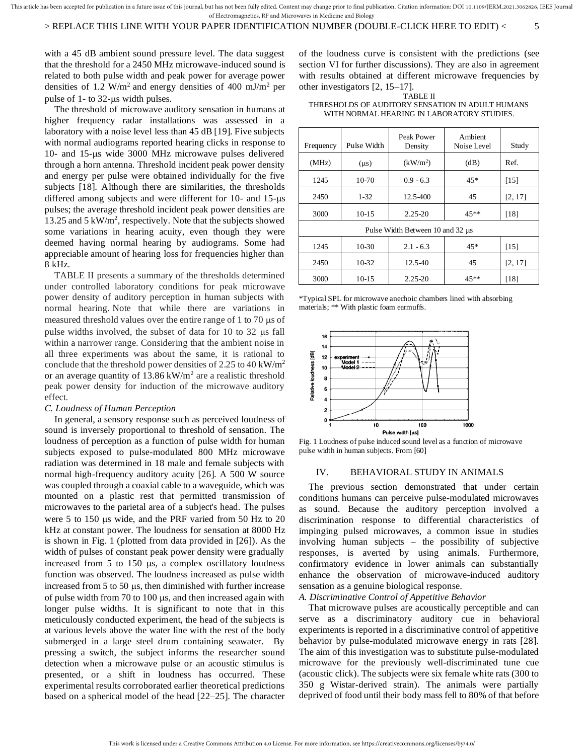with a 45 dB ambient sound pressure level. The data suggest that the threshold for a 2450 MHz microwave-induced sound is related to both pulse width and peak power for average power densities of 1.2 W/m$^2$ and energy densities of 400 mJ/m$^2$ per pulse of 1- to 32-μs width pulses.

The threshold of microwave auditory sensation in humans at higher frequency radar installations was assessed in a laboratory with a noise level less than 45 dB [19]. Five subjects with normal audiograms reported hearing clicks in response to 10- and 15-μs wide 3000 MHz microwave pulses delivered through a horn antenna. Threshold incident peak power density and energy per pulse were obtained individually for the five subjects [18]. Although there are similarities, the thresholds differed among subjects and were different for 10- and 15-μs pulses; the average threshold incident peak power densities are 13.25 and 5 kW/m$^2$, respectively. Note that the subjects showed some variations in hearing acuity, even though they were deemed having normal hearing by audiograms. Some had appreciable amount of hearing loss for frequencies higher than 8 kHz.

TABLE II presents a summary of the thresholds determined under controlled laboratory conditions for peak microwave power density of auditory perception in human subjects with normal hearing. Note that while there are variations in measured threshold values over the entire range of 1 to 70 μs of pulse widths involved, the subset of data for 10 to 32 μs fall within a narrower range. Considering that the ambient noise in all three experiments was about the same, it is rational to conclude that the threshold power densities of 2.25 to 40 kW/m$^2$ or an average quantity of 13.86 kW/m$^2$ are a realistic threshold peak power density for induction of the microwave auditory effect.

### *C. Loudness of Human Perception*

In general, a sensory response such as perceived loudness of sound is inversely proportional to threshold of sensation. The loudness of perception as a function of pulse width for human subjects exposed to pulse-modulated 800 MHz microwave radiation was determined in 18 male and female subjects with normal high-frequency auditory acuity [26]. A 500 W source was coupled through a coaxial cable to a waveguide, which was mounted on a plastic rest that permitted transmission of microwaves to the parietal area of a subject's head. The pulses were 5 to 150 μs wide, and the PRF varied from 50 Hz to 20 kHz at constant power. The loudness for sensation at 8000 Hz is shown in Fig. 1 (plotted from data provided in [26]). As the width of pulses of constant peak power density were gradually increased from 5 to 150 μs, a complex oscillatory loudness function was observed. The loudness increased as pulse width increased from 5 to 50 μs, then diminished with further increase of pulse width from 70 to 100 μs, and then increased again with longer pulse widths. It is significant to note that in this meticulously conducted experiment, the head of the subjects is at various levels above the water line with the rest of the body submerged in a large steel drum containing seawater. By pressing a switch, the subject informs the researcher sound detection when a microwave pulse or an acoustic stimulus is presented, or a shift in loudness has occurred. These experimental results corroborated earlier theoretical predictions based on a spherical model of the head [22–25]. The character of the loudness curve is consistent with the predictions (see section VI for further discussions). They are also in agreement with results obtained at different microwave frequencies by other investigators [2, 15–17].

TABLE II
THRESHOLDS OF AUDITORY SENSATION IN ADULT HUMANS WITH NORMAL HEARING IN LABORATORY STUDIES.

| Frequency | Pulse Width | Peak Power Density | Ambient Noise Level | Study |
|---|---|---|---|---|
| (MHz) | (μs) | (kW/m$^2$) | (dB) | Ref. |
| 1245 | 10-70 | 0.9 - 6.3 | 45* | [15] |
| 2450 | 1-32 | 12.5-400 | 45 | [2, 17] |
| 3000 | 10-15 | 2.25-20 | 45** | [18] |
| Pulse Width Between 10 and 32 μs | | | | |
| 1245 | 10-30 | 2.1 - 6.3 | 45* | [15] |
| 2450 | 10-32 | 12.5-40 | 45 | [2, 17] |
| 3000 | 10-15 | 2.25-20 | 45** | [18] |

*Typical SPL for microwave anechoic chambers lined with absorbing materials; ** With plastic foam earmuffs.

Fig. 1 Loudness of pulse induced sound level as a function of microwave pulse width in human subjects. From [60]

## IV. BEHAVIORAL STUDY IN ANIMALS

The previous section demonstrated that under certain conditions humans can perceive pulse-modulated microwaves as sound. Because the auditory perception involved a discrimination response to differential characteristics of impinging pulsed microwaves, a common issue in studies involving human subjects – the possibility of subjective responses, is averted by using animals. Furthermore, confirmatory evidence in lower animals can substantially enhance the observation of microwave-induced auditory sensation as a genuine biological response.

### *A. Discriminative Control of Appetitive Behavior*

That microwave pulses are acoustically perceptible and can serve as a discriminatory auditory cue in behavioral experiments is reported in a discriminative control of appetitive behavior by pulse-modulated microwave energy in rats [28]. The aim of this investigation was to substitute pulse-modulated microwave for the previously well-discriminated tune cue (acoustic click). The subjects were six female white rats (300 to 350 g Wistar-derived strain). The animals were partially deprived of food until their body mass fell to 80% of that before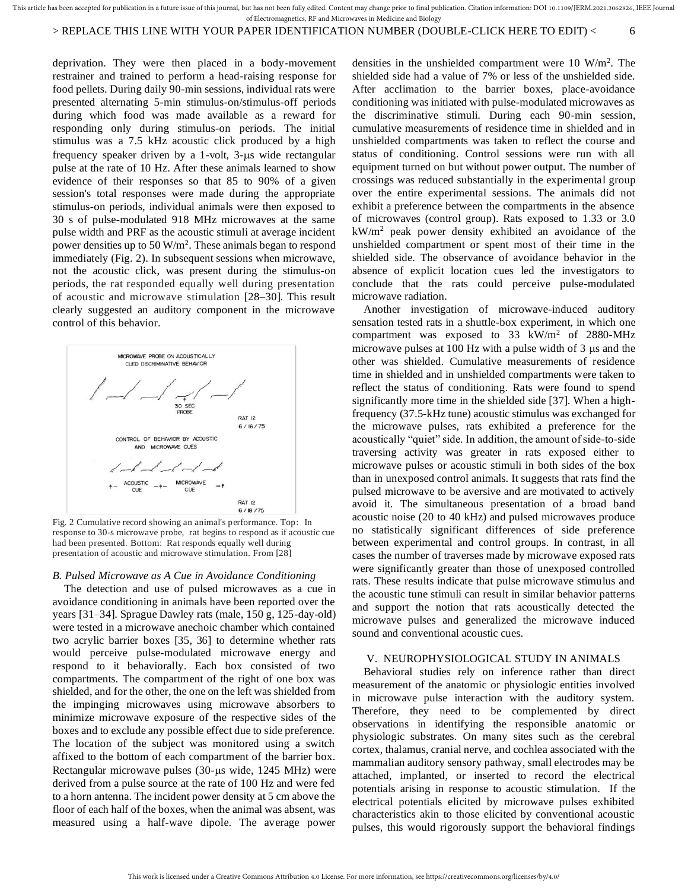deprivation. They were then placed in a body-movement restrainer and trained to perform a head-raising response for food pellets. During daily 90-min sessions, individual rats were presented alternating 5-min stimulus-on/stimulus-off periods during which food was made available as a reward for responding only during stimulus-on periods. The initial stimulus was a 7.5 kHz acoustic click produced by a high frequency speaker driven by a 1-volt, 3-μs wide rectangular pulse at the rate of 10 Hz. After these animals learned to show evidence of their responses so that 85 to 90% of a given session's total responses were made during the appropriate stimulus-on periods, individual animals were then exposed to 30 s of pulse-modulated 918 MHz microwaves at the same pulse width and PRF as the acoustic stimuli at average incident power densities up to 50 W/m$^2$. These animals began to respond immediately (Fig. 2). In subsequent sessions when microwave, not the acoustic click, was present during the stimulus-on periods, the rat responded equally well during presentation of acoustic and microwave stimulation [28–30]. This result clearly suggested an auditory component in the microwave control of this behavior.

Fig. 2 Cumulative record showing an animal's performance. Top: In response to 30-s microwave probe, rat begins to respond as if acoustic cue had been presented. Bottom: Rat responds equally well during presentation of acoustic and microwave stimulation. From [28]

### *B. Pulsed Microwave as A Cue in Avoidance Conditioning*

The detection and use of pulsed microwaves as a cue in avoidance conditioning in animals have been reported over the years [31–34]. Sprague Dawley rats (male, 150 g, 125-day-old) were tested in a microwave anechoic chamber which contained two acrylic barrier boxes [35, 36] to determine whether rats would perceive pulse-modulated microwave energy and respond to it behaviorally. Each box consisted of two compartments. The compartment of the right of one box was shielded, and for the other, the one on the left was shielded from the impinging microwaves using microwave absorbers to minimize microwave exposure of the respective sides of the boxes and to exclude any possible effect due to side preference. The location of the subject was monitored using a switch affixed to the bottom of each compartment of the barrier box. Rectangular microwave pulses (30-μs wide, 1245 MHz) were derived from a pulse source at the rate of 100 Hz and were fed to a horn antenna. The incident power density at 5 cm above the floor of each half of the boxes, when the animal was absent, was measured using a half-wave dipole. The average power densities in the unshielded compartment were 10 W/m$^2$. The shielded side had a value of 7% or less of the unshielded side. After acclimation to the barrier boxes, place-avoidance conditioning was initiated with pulse-modulated microwaves as the discriminative stimuli. During each 90-min session, cumulative measurements of residence time in shielded and in unshielded compartments was taken to reflect the course and status of conditioning. Control sessions were run with all equipment turned on but without power output. The number of crossings was reduced substantially in the experimental group over the entire experimental sessions. The animals did not exhibit a preference between the compartments in the absence of microwaves (control group). Rats exposed to 1.33 or 3.0 kW/m$^2$ peak power density exhibited an avoidance of the unshielded compartment or spent most of their time in the shielded side. The observance of avoidance behavior in the absence of explicit location cues led the investigators to conclude that the rats could perceive pulse-modulated microwave radiation.

Another investigation of microwave-induced auditory sensation tested rats in a shuttle-box experiment, in which one compartment was exposed to 33 kW/m$^2$ of 2880-MHz microwave pulses at 100 Hz with a pulse width of 3 μs and the other was shielded. Cumulative measurements of residence time in shielded and in unshielded compartments were taken to reflect the status of conditioning. Rats were found to spend significantly more time in the shielded side [37]. When a high-frequency (37.5-kHz tune) acoustic stimulus was exchanged for the microwave pulses, rats exhibited a preference for the acoustically "quiet" side. In addition, the amount of side-to-side traversing activity was greater in rats exposed either to microwave pulses or acoustic stimuli in both sides of the box than in unexposed control animals. It suggests that rats find the pulsed microwave to be aversive and are motivated to actively avoid it. The simultaneous presentation of a broad band acoustic noise (20 to 40 kHz) and pulsed microwaves produce no statistically significant differences of side preference between experimental and control groups. In contrast, in all cases the number of traverses made by microwave exposed rats were significantly greater than those of unexposed controlled rats. These results indicate that pulse microwave stimulus and the acoustic tune stimuli can result in similar behavior patterns and support the notion that rats acoustically detected the microwave pulses and generalized the microwave induced sound and conventional acoustic cues.

## V. NEUROPHYSIOLOGICAL STUDY IN ANIMALS

Behavioral studies rely on inference rather than direct measurement of the anatomic or physiologic entities involved in microwave pulse interaction with the auditory system. Therefore, they need to be complemented by direct observations in identifying the responsible anatomic or physiologic substrates. On many sites such as the cerebral cortex, thalamus, cranial nerve, and cochlea associated with the mammalian auditory sensory pathway, small electrodes may be attached, implanted, or inserted to record the electrical potentials arising in response to acoustic stimulation. If the electrical potentials elicited by microwave pulses exhibited characteristics akin to those elicited by conventional acoustic pulses, this would rigorously support the behavioral findings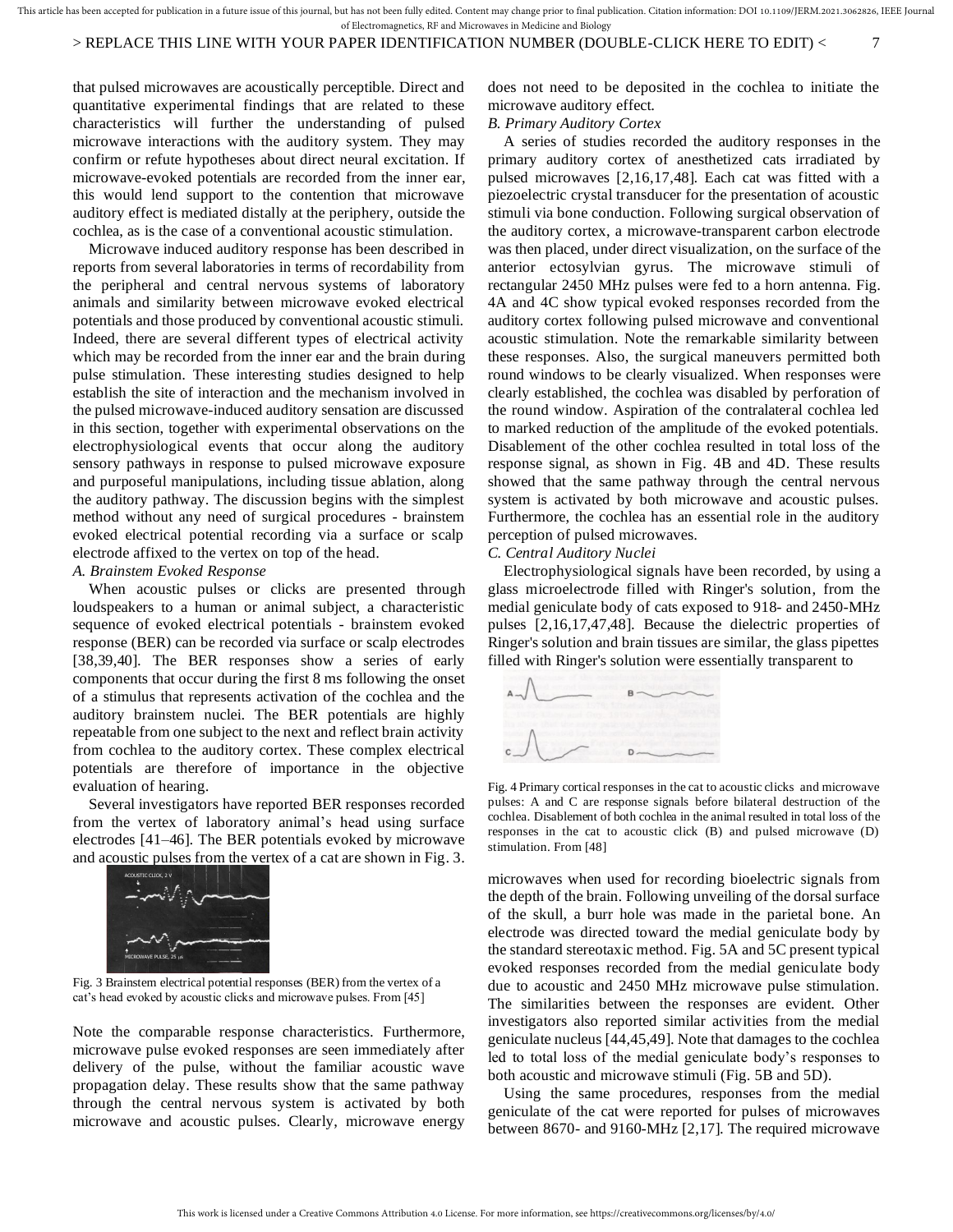that pulsed microwaves are acoustically perceptible. Direct and quantitative experimental findings that are related to these characteristics will further the understanding of pulsed microwave interactions with the auditory system. They may confirm or refute hypotheses about direct neural excitation. If microwave-evoked potentials are recorded from the inner ear, this would lend support to the contention that microwave auditory effect is mediated distally at the periphery, outside the cochlea, as is the case of a conventional acoustic stimulation.

Microwave induced auditory response has been described in reports from several laboratories in terms of recordability from the peripheral and central nervous systems of laboratory animals and similarity between microwave evoked electrical potentials and those produced by conventional acoustic stimuli. Indeed, there are several different types of electrical activity which may be recorded from the inner ear and the brain during pulse stimulation. These interesting studies designed to help establish the site of interaction and the mechanism involved in the pulsed microwave-induced auditory sensation are discussed in this section, together with experimental observations on the electrophysiological events that occur along the auditory sensory pathways in response to pulsed microwave exposure and purposeful manipulations, including tissue ablation, along the auditory pathway. The discussion begins with the simplest method without any need of surgical procedures - brainstem evoked electrical potential recording via a surface or scalp electrode affixed to the vertex on top of the head.

### *A. Brainstem Evoked Response*

When acoustic pulses or clicks are presented through loudspeakers to a human or animal subject, a characteristic sequence of evoked electrical potentials - brainstem evoked response (BER) can be recorded via surface or scalp electrodes [38,39,40]. The BER responses show a series of early components that occur during the first 8 ms following the onset of a stimulus that represents activation of the cochlea and the auditory brainstem nuclei. The BER potentials are highly repeatable from one subject to the next and reflect brain activity from cochlea to the auditory cortex. These complex electrical potentials are therefore of importance in the objective evaluation of hearing.

Several investigators have reported BER responses recorded from the vertex of laboratory animal's head using surface electrodes [41–46]. The BER potentials evoked by microwave and acoustic pulses from the vertex of a cat are shown in Fig. 3.

Fig. 3 Brainstem electrical potential responses (BER) from the vertex of a cat's head evoked by acoustic clicks and microwave pulses. From [45]

Note the comparable response characteristics. Furthermore, microwave pulse evoked responses are seen immediately after delivery of the pulse, without the familiar acoustic wave propagation delay. These results show that the same pathway through the central nervous system is activated by both microwave and acoustic pulses. Clearly, microwave energy does not need to be deposited in the cochlea to initiate the microwave auditory effect.

### *B. Primary Auditory Cortex*

A series of studies recorded the auditory responses in the primary auditory cortex of anesthetized cats irradiated by pulsed microwaves [2,16,17,48]. Each cat was fitted with a piezoelectric crystal transducer for the presentation of acoustic stimuli via bone conduction. Following surgical observation of the auditory cortex, a microwave-transparent carbon electrode was then placed, under direct visualization, on the surface of the anterior ectosylvian gyrus. The microwave stimuli of rectangular 2450 MHz pulses were fed to a horn antenna. Fig. 4A and 4C show typical evoked responses recorded from the auditory cortex following pulsed microwave and conventional acoustic stimulation. Note the remarkable similarity between these responses. Also, the surgical maneuvers permitted both round windows to be clearly visualized. When responses were clearly established, the cochlea was disabled by perforation of the round window. Aspiration of the contralateral cochlea led to marked reduction of the amplitude of the evoked potentials. Disablement of the other cochlea resulted in total loss of the response signal, as shown in Fig. 4B and 4D. These results showed that the same pathway through the central nervous system is activated by both microwave and acoustic pulses. Furthermore, the cochlea has an essential role in the auditory perception of pulsed microwaves.

### *C. Central Auditory Nuclei*

Electrophysiological signals have been recorded, by using a glass microelectrode filled with Ringer's solution, from the medial geniculate body of cats exposed to 918- and 2450-MHz pulses [2,16,17,47,48]. Because the dielectric properties of Ringer's solution and brain tissues are similar, the glass pipettes filled with Ringer's solution were essentially transparent to

Fig. 4 Primary cortical responses in the cat to acoustic clicks and microwave pulses: A and C are response signals before bilateral destruction of the cochlea. Disablement of both cochlea in the animal resulted in total loss of the responses in the cat to acoustic click (B) and pulsed microwave (D) stimulation. From [48]

microwaves when used for recording bioelectric signals from the depth of the brain. Following unveiling of the dorsal surface of the skull, a burr hole was made in the parietal bone. An electrode was directed toward the medial geniculate body by the standard stereotaxic method. Fig. 5A and 5C present typical evoked responses recorded from the medial geniculate body due to acoustic and 2450 MHz microwave pulse stimulation. The similarities between the responses are evident. Other investigators also reported similar activities from the medial geniculate nucleus [44,45,49]. Note that damages to the cochlea led to total loss of the medial geniculate body's responses to both acoustic and microwave stimuli (Fig. 5B and 5D).

Using the same procedures, responses from the medial geniculate of the cat were reported for pulses of microwaves between 8670- and 9160-MHz [2,17]. The required microwave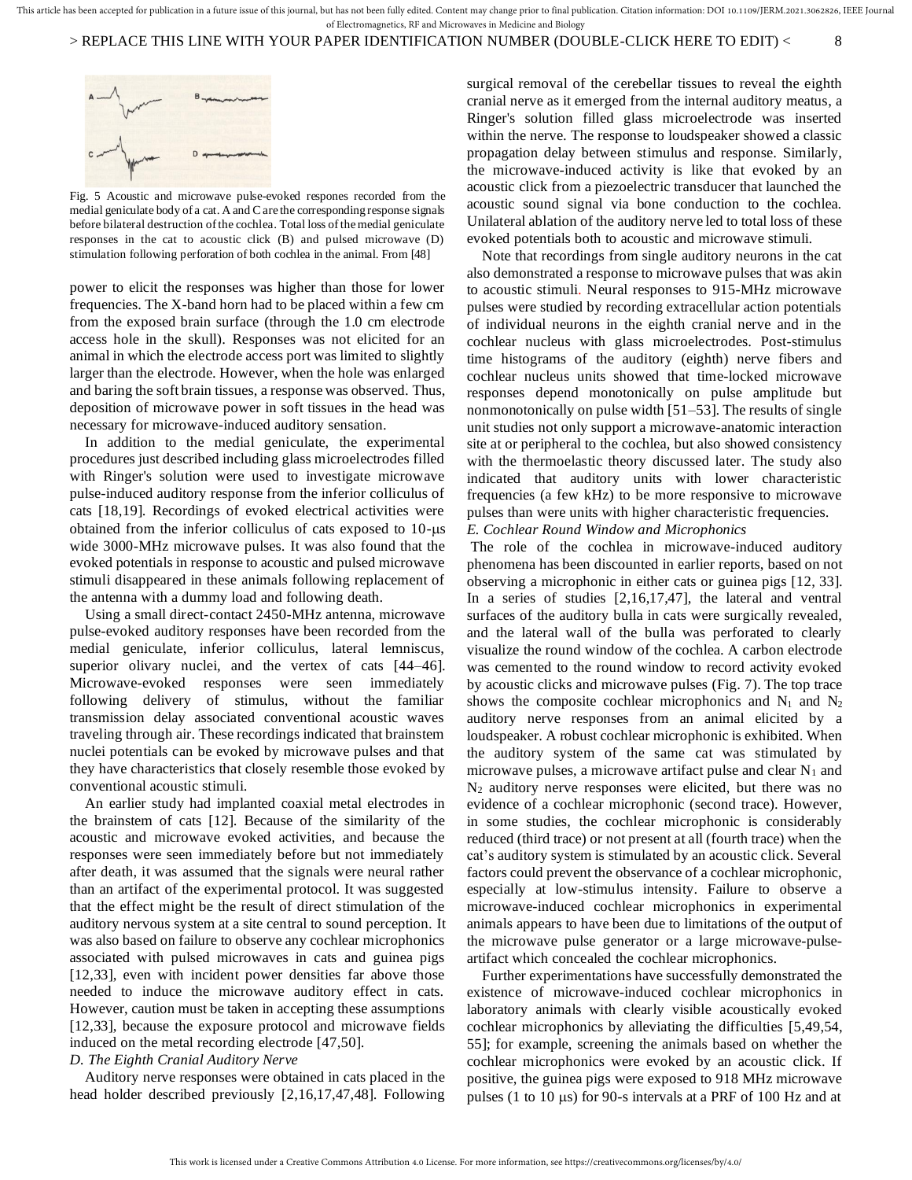Fig. 5 Acoustic and microwave pulse-evoked respones recorded from the medial geniculate body of a cat. A and C are the corresponding response signals before bilateral destruction of the cochlea. Total loss of the medial geniculate responses in the cat to acoustic click (B) and pulsed microwave (D) stimulation following perforation of both cochlea in the animal. From [48]

power to elicit the responses was higher than those for lower frequencies. The X-band horn had to be placed within a few cm from the exposed brain surface (through the 1.0 cm electrode access hole in the skull). Responses was not elicited for an animal in which the electrode access port was limited to slightly larger than the electrode. However, when the hole was enlarged and baring the soft brain tissues, a response was observed. Thus, deposition of microwave power in soft tissues in the head was necessary for microwave-induced auditory sensation.

In addition to the medial geniculate, the experimental procedures just described including glass microelectrodes filled with Ringer's solution were used to investigate microwave pulse-induced auditory response from the inferior colliculus of cats [18,19]. Recordings of evoked electrical activities were obtained from the inferior colliculus of cats exposed to 10-μs wide 3000-MHz microwave pulses. It was also found that the evoked potentials in response to acoustic and pulsed microwave stimuli disappeared in these animals following replacement of the antenna with a dummy load and following death.

Using a small direct-contact 2450-MHz antenna, microwave pulse-evoked auditory responses have been recorded from the medial geniculate, inferior colliculus, lateral lemniscus, superior olivary nuclei, and the vertex of cats [44–46]. Microwave-evoked responses were seen immediately following delivery of stimulus, without the familiar transmission delay associated conventional acoustic waves traveling through air. These recordings indicated that brainstem nuclei potentials can be evoked by microwave pulses and that they have characteristics that closely resemble those evoked by conventional acoustic stimuli.

An earlier study had implanted coaxial metal electrodes in the brainstem of cats [12]. Because of the similarity of the acoustic and microwave evoked activities, and because the responses were seen immediately before but not immediately after death, it was assumed that the signals were neural rather than an artifact of the experimental protocol. It was suggested that the effect might be the result of direct stimulation of the auditory nervous system at a site central to sound perception. It was also based on failure to observe any cochlear microphonics associated with pulsed microwaves in cats and guinea pigs [12,33], even with incident power densities far above those needed to induce the microwave auditory effect in cats. However, caution must be taken in accepting these assumptions [12,33], because the exposure protocol and microwave fields induced on the metal recording electrode [47,50].

### *D. The Eighth Cranial Auditory Nerve*

Auditory nerve responses were obtained in cats placed in the head holder described previously [2,16,17,47,48]. Following surgical removal of the cerebellar tissues to reveal the eighth cranial nerve as it emerged from the internal auditory meatus, a Ringer's solution filled glass microelectrode was inserted within the nerve. The response to loudspeaker showed a classic propagation delay between stimulus and response. Similarly, the microwave-induced activity is like that evoked by an acoustic click from a piezoelectric transducer that launched the acoustic sound signal via bone conduction to the cochlea. Unilateral ablation of the auditory nerve led to total loss of these evoked potentials both to acoustic and microwave stimuli.

Note that recordings from single auditory neurons in the cat also demonstrated a response to microwave pulses that was akin to acoustic stimuli. Neural responses to 915-MHz microwave pulses were studied by recording extracellular action potentials of individual neurons in the eighth cranial nerve and in the cochlear nucleus with glass microelectrodes. Post-stimulus time histograms of the auditory (eighth) nerve fibers and cochlear nucleus units showed that time-locked microwave responses depend monotonically on pulse amplitude but nonmonotonically on pulse width [51–53]. The results of single unit studies not only support a microwave-anatomic interaction site at or peripheral to the cochlea, but also showed consistency with the thermoelastic theory discussed later. The study also indicated that auditory units with lower characteristic frequencies (a few kHz) to be more responsive to microwave pulses than were units with higher characteristic frequencies.

### *E. Cochlear Round Window and Microphonics*

The role of the cochlea in microwave-induced auditory phenomena has been discounted in earlier reports, based on not observing a microphonic in either cats or guinea pigs [12, 33]. In a series of studies [2,16,17,47], the lateral and ventral surfaces of the auditory bulla in cats were surgically revealed, and the lateral wall of the bulla was perforated to clearly visualize the round window of the cochlea. A carbon electrode was cemented to the round window to record activity evoked by acoustic clicks and microwave pulses (Fig. 7). The top trace shows the composite cochlear microphonics and $N_1$ and $N_2$ auditory nerve responses from an animal elicited by a loudspeaker. A robust cochlear microphonic is exhibited. When the auditory system of the same cat was stimulated by microwave pulses, a microwave artifact pulse and clear $N_1$ and $N_2$ auditory nerve responses were elicited, but there was no evidence of a cochlear microphonic (second trace). However, in some studies, the cochlear microphonic is considerably reduced (third trace) or not present at all (fourth trace) when the cat's auditory system is stimulated by an acoustic click. Several factors could prevent the observance of a cochlear microphonic, especially at low-stimulus intensity. Failure to observe a microwave-induced cochlear microphonics in experimental animals appears to have been due to limitations of the output of the microwave pulse generator or a large microwave-pulse-artifact which concealed the cochlear microphonics.

Further experimentations have successfully demonstrated the existence of microwave-induced cochlear microphonics in laboratory animals with clearly visible acoustically evoked cochlear microphonics by alleviating the difficulties [5,49,54, 55]; for example, screening the animals based on whether the cochlear microphonics were evoked by an acoustic click. If positive, the guinea pigs were exposed to 918 MHz microwave pulses (1 to 10 μs) for 90-s intervals at a PRF of 100 Hz and at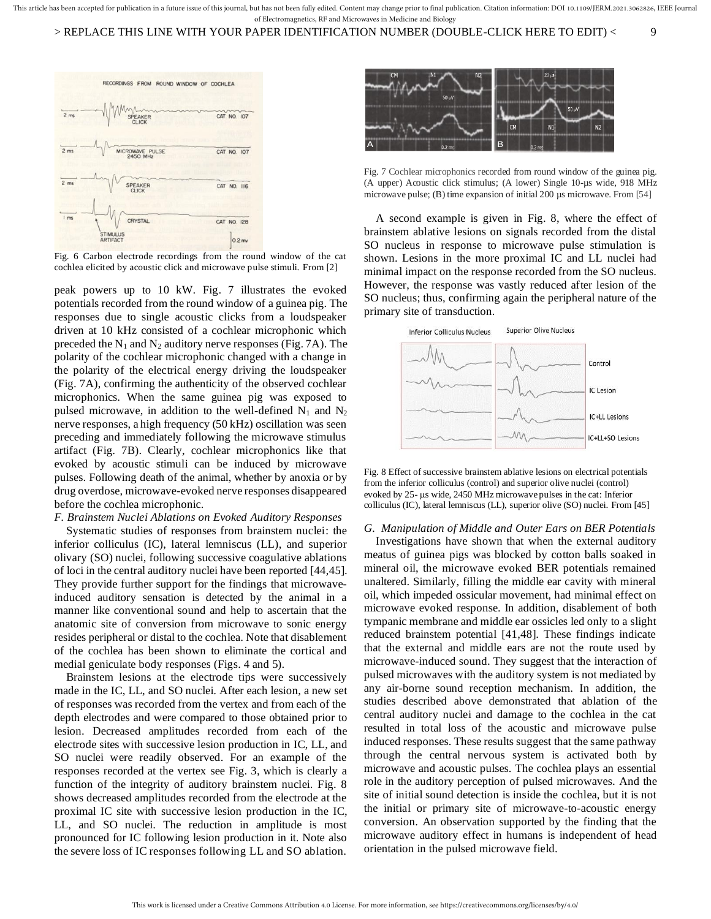Fig. 6 Carbon electrode recordings from the round window of the cat cochlea elicited by acoustic click and microwave pulse stimuli. From [2]

peak powers up to 10 kW. Fig. 7 illustrates the evoked potentials recorded from the round window of a guinea pig. The responses due to single acoustic clicks from a loudspeaker driven at 10 kHz consisted of a cochlear microphonic which preceded the $N_1$ and $N_2$ auditory nerve responses (Fig. 7A). The polarity of the cochlear microphonic changed with a change in the polarity of the electrical energy driving the loudspeaker (Fig. 7A), confirming the authenticity of the observed cochlear microphonics. When the same guinea pig was exposed to pulsed microwave, in addition to the well-defined $N_1$ and $N_2$ nerve responses, a high frequency (50 kHz) oscillation was seen preceding and immediately following the microwave stimulus artifact (Fig. 7B). Clearly, cochlear microphonics like that evoked by acoustic stimuli can be induced by microwave pulses. Following death of the animal, whether by anoxia or by drug overdose, microwave-evoked nerve responses disappeared before the cochlea microphonic.

### *F. Brainstem Nuclei Ablations on Evoked Auditory Responses*

Systematic studies of responses from brainstem nuclei: the inferior colliculus (IC), lateral lemniscus (LL), and superior olivary (SO) nuclei, following successive coagulative ablations of loci in the central auditory nuclei have been reported [44,45]. They provide further support for the findings that microwave-induced auditory sensation is detected by the animal in a manner like conventional sound and help to ascertain that the anatomic site of conversion from microwave to sonic energy resides peripheral or distal to the cochlea. Note that disablement of the cochlea has been shown to eliminate the cortical and medial geniculate body responses (Figs. 4 and 5).

Brainstem lesions at the electrode tips were successively made in the IC, LL, and SO nuclei. After each lesion, a new set of responses was recorded from the vertex and from each of the depth electrodes and were compared to those obtained prior to lesion. Decreased amplitudes recorded from each of the electrode sites with successive lesion production in IC, LL, and SO nuclei were readily observed. For an example of the responses recorded at the vertex see Fig. 3, which is clearly a function of the integrity of auditory brainstem nuclei. Fig. 8 shows decreased amplitudes recorded from the electrode at the proximal IC site with successive lesion production in the IC, LL, and SO nuclei. The reduction in amplitude is most pronounced for IC following lesion production in it. Note also the severe loss of IC responses following LL and SO ablation.

Fig. 7 Cochlear microphonics recorded from round window of the guinea pig. (A upper) Acoustic click stimulus; (A lower) Single 10-μs wide, 918 MHz microwave pulse; (B) time expansion of initial 200 μs microwave. From [54]

A second example is given in Fig. 8, where the effect of brainstem ablative lesions on signals recorded from the distal SO nucleus in response to microwave pulse stimulation is shown. Lesions in the more proximal IC and LL nuclei had minimal impact on the response recorded from the SO nucleus. However, the response was vastly reduced after lesion of the SO nucleus; thus, confirming again the peripheral nature of the primary site of transduction.

Fig. 8 Effect of successive brainstem ablative lesions on electrical potentials from the inferior colliculus (control) and superior olive nuclei (control) evoked by 25- μs wide, 2450 MHz microwave pulses in the cat: Inferior colliculus (IC), lateral lemniscus (LL), superior olive (SO) nuclei. From [45]

### *G. Manipulation of Middle and Outer Ears on BER Potentials*

Investigations have shown that when the external auditory meatus of guinea pigs was blocked by cotton balls soaked in mineral oil, the microwave evoked BER potentials remained unaltered. Similarly, filling the middle ear cavity with mineral oil, which impeded ossicular movement, had minimal effect on microwave evoked response. In addition, disablement of both tympanic membrane and middle ear ossicles led only to a slight reduced brainstem potential [41,48]. These findings indicate that the external and middle ears are not the route used by microwave-induced sound. They suggest that the interaction of pulsed microwaves with the auditory system is not mediated by any air-borne sound reception mechanism. In addition, the studies described above demonstrated that ablation of the central auditory nuclei and damage to the cochlea in the cat resulted in total loss of the acoustic and microwave pulse induced responses. These results suggest that the same pathway through the central nervous system is activated both by microwave and acoustic pulses. The cochlea plays an essential role in the auditory perception of pulsed microwaves. And the site of initial sound detection is inside the cochlea, but it is not the initial or primary site of microwave-to-acoustic energy conversion. An observation supported by the finding that the microwave auditory effect in humans is independent of head orientation in the pulsed microwave field.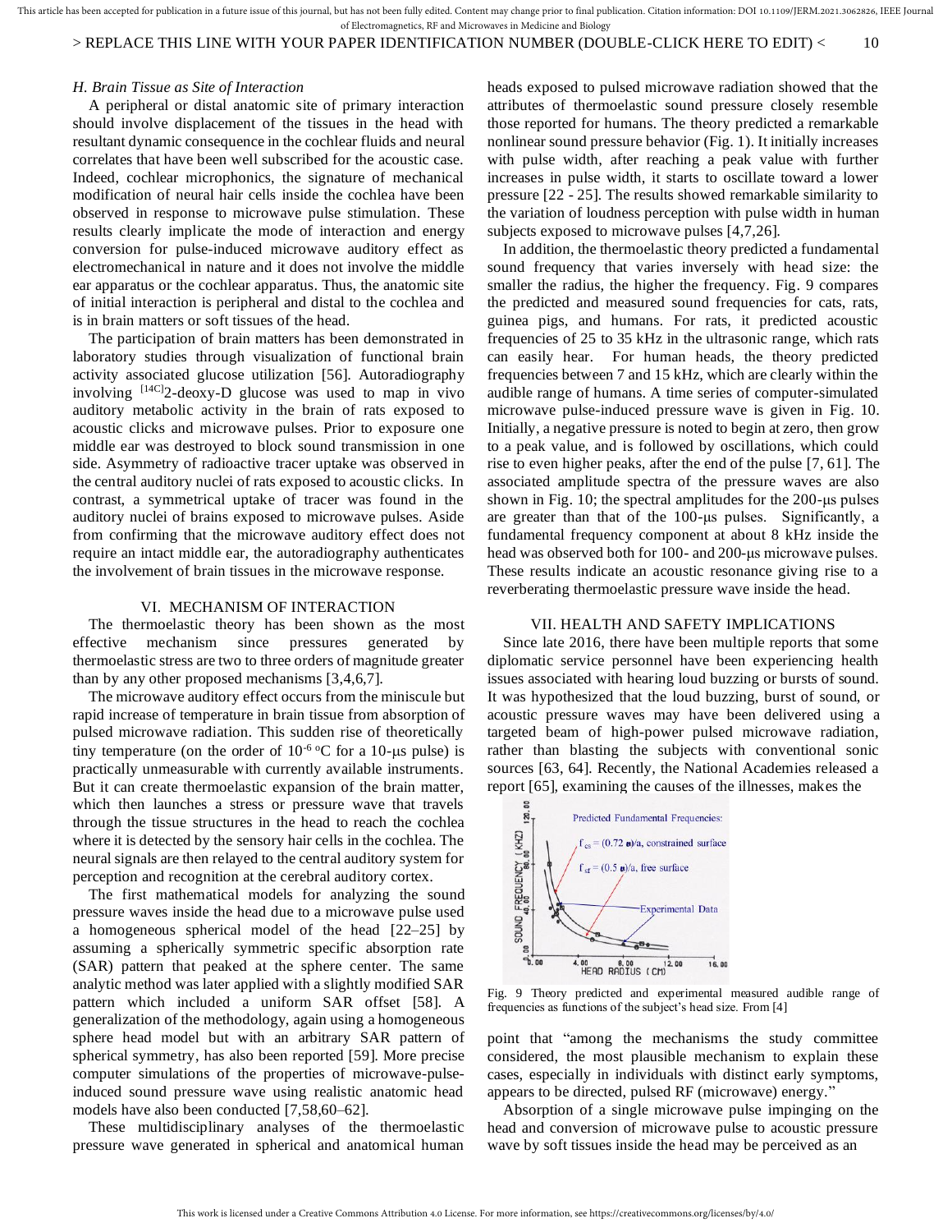### H. Brain Tissue as Site of Interaction

A peripheral or distal anatomic site of primary interaction should involve displacement of the tissues in the head with resultant dynamic consequence in the cochlear fluids and neural correlates that have been well subscribed for the acoustic case. Indeed, cochlear microphonics, the signature of mechanical modification of neural hair cells inside the cochlea have been observed in response to microwave pulse stimulation. These results clearly implicate the mode of interaction and energy conversion for pulse-induced microwave auditory effect as electromechanical in nature and it does not involve the middle ear apparatus or the cochlear apparatus. Thus, the anatomic site of initial interaction is peripheral and distal to the cochlea and is in brain matters or soft tissues of the head.

The participation of brain matters has been demonstrated in laboratory studies through visualization of functional brain activity associated glucose utilization [56]. Autoradiography involving [14C]2-deoxy-D glucose was used to map in vivo auditory metabolic activity in the brain of rats exposed to acoustic clicks and microwave pulses. Prior to exposure one middle ear was destroyed to block sound transmission in one side. Asymmetry of radioactive tracer uptake was observed in the central auditory nuclei of rats exposed to acoustic clicks. In contrast, a symmetrical uptake of tracer was found in the auditory nuclei of brains exposed to microwave pulses. Aside from confirming that the microwave auditory effect does not require an intact middle ear, the autoradiography authenticates the involvement of brain tissues in the microwave response.

## VI. Mechanism of Interaction

The thermoelastic theory has been shown as the most effective mechanism since pressures generated by thermoelastic stress are two to three orders of magnitude greater than by any other proposed mechanisms [3,4,6,7].

The microwave auditory effect occurs from the miniscule but rapid increase of temperature in brain tissue from absorption of pulsed microwave radiation. This sudden rise of theoretically tiny temperature (on the order of $10^{-6}$ °C for a 10-μs pulse) is practically unmeasurable with currently available instruments. But it can create thermoelastic expansion of the brain matter, which then launches a stress or pressure wave that travels through the tissue structures in the head to reach the cochlea where it is detected by the sensory hair cells in the cochlea. The neural signals are then relayed to the central auditory system for perception and recognition at the cerebral auditory cortex.

The first mathematical models for analyzing the sound pressure waves inside the head due to a microwave pulse used a homogeneous spherical model of the head [22–25] by assuming a spherically symmetric specific absorption rate (SAR) pattern that peaked at the sphere center. The same analytic method was later applied with a slightly modified SAR pattern which included a uniform SAR offset [58]. A generalization of the methodology, again using a homogeneous sphere head model but with an arbitrary SAR pattern of spherical symmetry, has also been reported [59]. More precise computer simulations of the properties of microwave-pulse-induced sound pressure wave using realistic anatomic head models have also been conducted [7,58,60–62].

These multidisciplinary analyses of the thermoelastic pressure wave generated in spherical and anatomical human heads exposed to pulsed microwave radiation showed that the attributes of thermoelastic sound pressure closely resemble those reported for humans. The theory predicted a remarkable nonlinear sound pressure behavior (Fig. 1). It initially increases with pulse width, after reaching a peak value with further increases in pulse width, it starts to oscillate toward a lower pressure [22 - 25]. The results showed remarkable similarity to the variation of loudness perception with pulse width in human subjects exposed to microwave pulses [4,7,26].

In addition, the thermoelastic theory predicted a fundamental sound frequency that varies inversely with head size: the smaller the radius, the higher the frequency. Fig. 9 compares the predicted and measured sound frequencies for cats, rats, guinea pigs, and humans. For rats, it predicted acoustic frequencies of 25 to 35 kHz in the ultrasonic range, which rats can easily hear. For human heads, the theory predicted frequencies between 7 and 15 kHz, which are clearly within the audible range of humans. A time series of computer-simulated microwave pulse-induced pressure wave is given in Fig. 10. Initially, a negative pressure is noted to begin at zero, then grow to a peak value, and is followed by oscillations, which could rise to even higher peaks, after the end of the pulse [7, 61]. The associated amplitude spectra of the pressure waves are also shown in Fig. 10; the spectral amplitudes for the 200-μs pulses are greater than that of the 100-μs pulses. Significantly, a fundamental frequency component at about 8 kHz inside the head was observed both for 100- and 200-μs microwave pulses. These results indicate an acoustic resonance giving rise to a reverberating thermoelastic pressure wave inside the head.

## VII. Health and Safety Implications

Since late 2016, there have been multiple reports that some diplomatic service personnel have been experiencing health issues associated with hearing loud buzzing or bursts of sound. It was hypothesized that the loud buzzing, burst of sound, or acoustic pressure waves may have been delivered using a targeted beam of high-power pulsed microwave radiation, rather than blasting the subjects with conventional sonic sources [63, 64]. Recently, the National Academies released a report [65], examining the causes of the illnesses, makes the point that "among the mechanisms the study committee considered, the most plausible mechanism to explain these cases, especially in individuals with distinct early symptoms, appears to be directed, pulsed RF (microwave) energy."

Fig. 9 Theory predicted and experimental measured audible range of frequencies as functions of the subject's head size. From [4]

Absorption of a single microwave pulse impinging on the head and conversion of microwave pulse to acoustic pressure wave by soft tissues inside the head may be perceived as an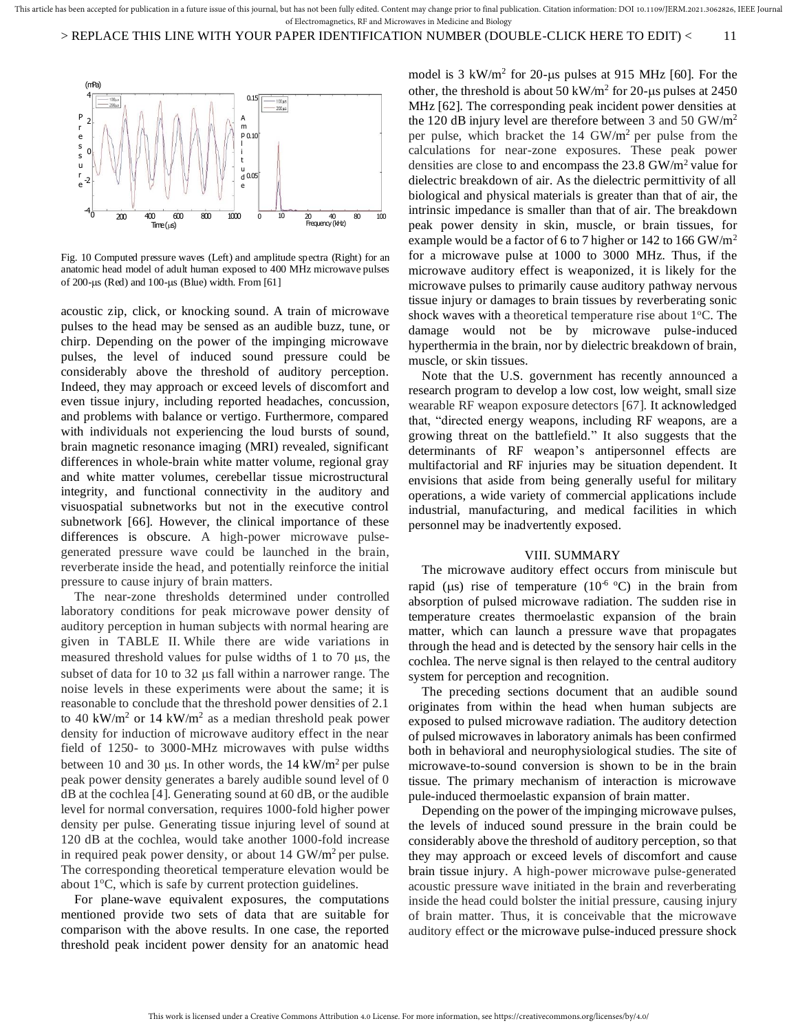Fig. 10 Computed pressure waves (Left) and amplitude spectra (Right) for an anatomic head model of adult human exposed to 400 MHz microwave pulses of 200-μs (Red) and 100-μs (Blue) width. From [61]

acoustic zip, click, or knocking sound. A train of microwave pulses to the head may be sensed as an audible buzz, tune, or chirp. Depending on the power of the impinging microwave pulses, the level of induced sound pressure could be considerably above the threshold of auditory perception. Indeed, they may approach or exceed levels of discomfort and even tissue injury, including reported headaches, concussion, and problems with balance or vertigo. Furthermore, compared with individuals not experiencing the loud bursts of sound, brain magnetic resonance imaging (MRI) revealed, significant differences in whole-brain white matter volume, regional gray and white matter volumes, cerebellar tissue microstructural integrity, and functional connectivity in the auditory and visuospatial subnetworks but not in the executive control subnetwork [66]. However, the clinical importance of these differences is obscure. A high-power microwave pulse-generated pressure wave could be launched in the brain, reverberate inside the head, and potentially reinforce the initial pressure to cause injury of brain matters.

The near-zone thresholds determined under controlled laboratory conditions for peak microwave power density of auditory perception in human subjects with normal hearing are given in TABLE II. While there are wide variations in measured threshold values for pulse widths of 1 to 70 μs, the subset of data for 10 to 32 μs fall within a narrower range. The noise levels in these experiments were about the same; it is reasonable to conclude that the threshold power densities of 2.1 to 40 kW/m$^2$ or 14 kW/m$^2$ as a median threshold peak power density for induction of microwave auditory effect in the near field of 1250- to 3000-MHz microwaves with pulse widths between 10 and 30 μs. In other words, the 14 kW/m$^2$ per pulse peak power density generates a barely audible sound level of 0 dB at the cochlea [4]. Generating sound at 60 dB, or the audible level for normal conversation, requires 1000-fold higher power density per pulse. Generating tissue injuring level of sound at 120 dB at the cochlea, would take another 1000-fold increase in required peak power density, or about 14 GW/m$^2$ per pulse. The corresponding theoretical temperature elevation would be about 1$^{o}$C, which is safe by current protection guidelines.

For plane-wave equivalent exposures, the computations mentioned provide two sets of data that are suitable for comparison with the above results. In one case, the reported threshold peak incident power density for an anatomic head model is 3 kW/m$^2$ for 20-μs pulses at 915 MHz [60]. For the other, the threshold is about 50 kW/m$^2$ for 20-μs pulses at 2450 MHz [62]. The corresponding peak incident power densities at the 120 dB injury level are therefore between 3 and 50 GW/m$^2$ per pulse, which bracket the 14 GW/m$^2$ per pulse from the calculations for near-zone exposures. These peak power densities are close to and encompass the 23.8 GW/m$^2$ value for dielectric breakdown of air. As the dielectric permittivity of all biological and physical materials is greater than that of air, the intrinsic impedance is smaller than that of air. The breakdown peak power density in skin, muscle, or brain tissues, for example would be a factor of 6 to 7 higher or 142 to 166 GW/m$^2$ for a microwave pulse at 1000 to 3000 MHz. Thus, if the microwave auditory effect is weaponized, it is likely for the microwave pulses to primarily cause auditory pathway nervous tissue injury or damages to brain tissues by reverberating sonic shock waves with a theoretical temperature rise about 1$^{o}$C. The damage would not be by microwave pulse-induced hyperthermia in the brain, nor by dielectric breakdown of brain, muscle, or skin tissues.

Note that the U.S. government has recently announced a research program to develop a low cost, low weight, small size wearable RF weapon exposure detectors [67]. It acknowledged that, "directed energy weapons, including RF weapons, are a growing threat on the battlefield." It also suggests that the determinants of RF weapon's antipersonnel effects are multifactorial and RF injuries may be situation dependent. It envisions that aside from being generally useful for military operations, a wide variety of commercial applications include industrial, manufacturing, and medical facilities in which personnel may be inadvertently exposed.

## VIII. SUMMARY

The microwave auditory effect occurs from miniscule but rapid (μs) rise of temperature ($10^{-6}$ $^{o}$C) in the brain from absorption of pulsed microwave radiation. The sudden rise in temperature creates thermoelastic expansion of the brain matter, which can launch a pressure wave that propagates through the head and is detected by the sensory hair cells in the cochlea. The nerve signal is then relayed to the central auditory system for perception and recognition.

The preceding sections document that an audible sound originates from within the head when human subjects are exposed to pulsed microwave radiation. The auditory detection of pulsed microwaves in laboratory animals has been confirmed both in behavioral and neurophysiological studies. The site of microwave-to-sound conversion is shown to be in the brain tissue. The primary mechanism of interaction is microwave pule-induced thermoelastic expansion of brain matter.

Depending on the power of the impinging microwave pulses, the levels of induced sound pressure in the brain could be considerably above the threshold of auditory perception, so that they may approach or exceed levels of discomfort and cause brain tissue injury. A high-power microwave pulse-generated acoustic pressure wave initiated in the brain and reverberating inside the head could bolster the initial pressure, causing injury of brain matter. Thus, it is conceivable that the microwave auditory effect or the microwave pulse-induced pressure shock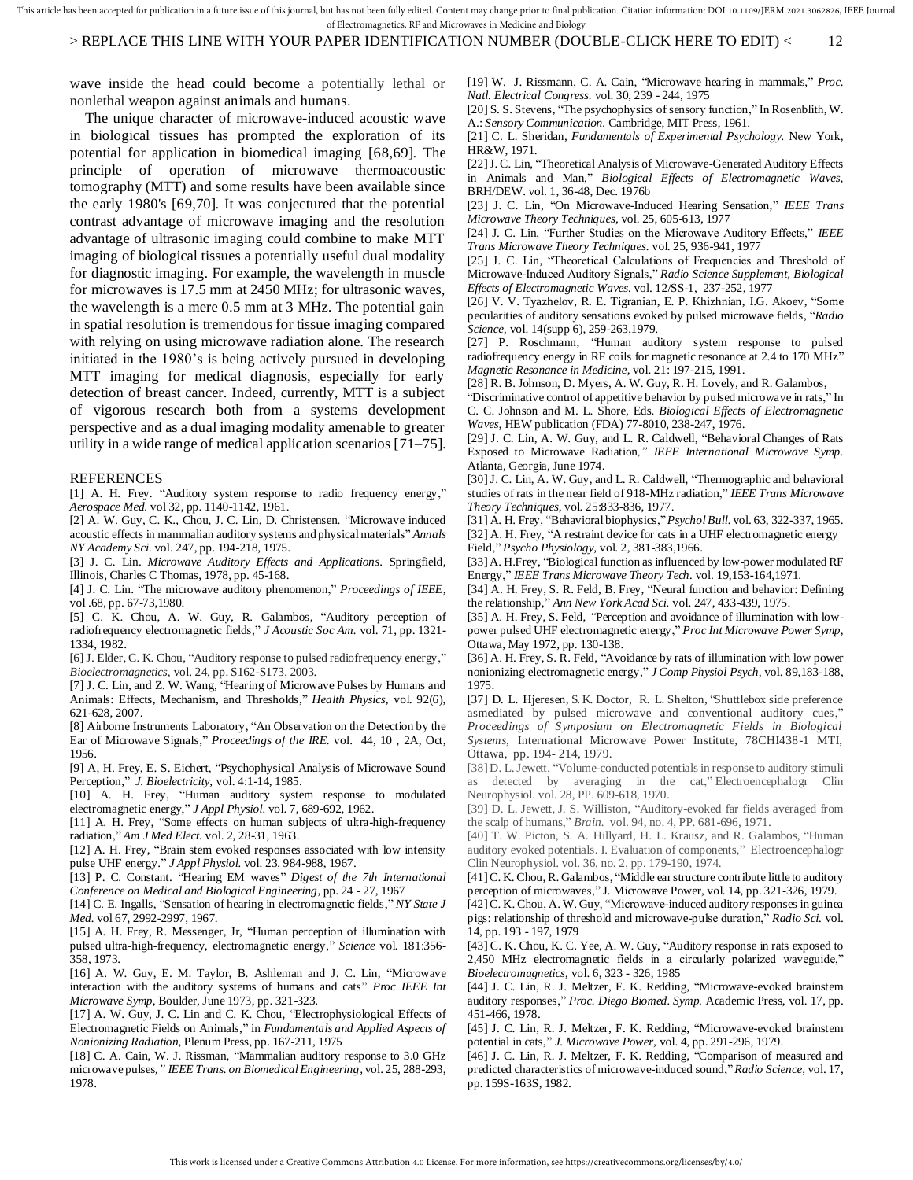wave inside the head could become a potentially lethal or nonlethal weapon against animals and humans.

The unique character of microwave-induced acoustic wave in biological tissues has prompted the exploration of its potential for application in biomedical imaging [68,69]. The principle of operation of microwave thermoacoustic tomography (MTT) and some results have been available since the early 1980's [69,70]. It was conjectured that the potential contrast advantage of microwave imaging and the resolution advantage of ultrasonic imaging could combine to make MTT imaging of biological tissues a potentially useful dual modality for diagnostic imaging. For example, the wavelength in muscle for microwaves is 17.5 mm at 2450 MHz; for ultrasonic waves, the wavelength is a mere 0.5 mm at 3 MHz. The potential gain in spatial resolution is tremendous for tissue imaging compared with relying on using microwave radiation alone. The research initiated in the 1980's is being actively pursued in developing MTT imaging for medical diagnosis, especially for early detection of breast cancer. Indeed, currently, MTT is a subject of vigorous research both from a systems development perspective and as a dual imaging modality amenable to greater utility in a wide range of medical application scenarios [71–75].

## REFERENCES

[1] A. H. Frey. "Auditory system response to radio frequency energy," *Aerospace Med.* vol 32, pp. 1140-1142, 1961.

[2] A. W. Guy, C. K., Chou, J. C. Lin, D. Christensen. "Microwave induced acoustic effects in mammalian auditory systems and physical materials" *Annals NY Academy Sci.* vol. 247, pp. 194-218, 1975.

[3] J. C. Lin. *Microwave Auditory Effects and Applications*. Springfield, Illinois, Charles C Thomas, 1978, pp. 45-168.

[4] J. C. Lin. "The microwave auditory phenomenon," *Proceedings of IEEE*, vol .68, pp. 67-73,1980.

[5] C. K. Chou, A. W. Guy, R. Galambos, "Auditory perception of radiofrequency electromagnetic fields," *J Acoustic Soc Am.* vol. 71, pp. 1321-1334, 1982.

[6] J. Elder, C. K. Chou, "Auditory response to pulsed radiofrequency energy," *Bioelectromagnetics,* vol. 24, pp. S162-S173, 2003.

[7] J. C. Lin, and Z. W. Wang, "Hearing of Microwave Pulses by Humans and Animals: Effects, Mechanism, and Thresholds," *Health Physics,* vol. 92(6), 621-628, 2007.

[8] Airborne Instruments Laboratory, "An Observation on the Detection by the Ear of Microwave Signals," *Proceedings of the IRE.* vol. 44, 10 , 2A, Oct, 1956.

[9] A, H. Frey, E. S. Eichert, "Psychophysical Analysis of Microwave Sound Perception," *J. Bioelectricity,* vol. 4:1-14, 1985.

[10] A. H. Frey, "Human auditory system response to modulated electromagnetic energy," *J Appl Physiol.* vol. 7, 689-692, 1962.

[11] A. H. Frey, "Some effects on human subjects of ultra-high-frequency radiation," *Am J Med Elect.* vol. 2, 28-31, 1963.

[12] A. H. Frey, "Brain stem evoked responses associated with low intensity pulse UHF energy." *J Appl Physiol.* vol. 23, 984-988, 1967.

[13] P. C. Constant. "Hearing EM waves" *Digest of the 7th International Conference on Medical and Biological Engineering*, pp. 24 - 27, 1967

[14] C. E. Ingalls, "Sensation of hearing in electromagnetic fields," *NY State J Med.* vol 67, 2992-2997, 1967.

[15] A. H. Frey, R. Messenger, Jr, "Human perception of illumination with pulsed ultra-high-frequency, electromagnetic energy," *Science* vol. 181:356-358, 1973.

[16] A. W. Guy, E. M. Taylor, B. Ashleman and J. C. Lin, "Microwave interaction with the auditory systems of humans and cats" *Proc IEEE Int Microwave Symp,* Boulder, June 1973, pp. 321-323.

[17] A. W. Guy, J. C. Lin and C. K. Chou, "Electrophysiological Effects of Electromagnetic Fields on Animals," in *Fundamentals and Applied Aspects of Nonionizing Radiation,* Plenum Press, pp. 167-211, 1975

[18] C. A. Cain, W. J. Rissman, "Mammalian auditory response to 3.0 GHz microwave pulses," *IEEE Trans. on Biomedical Engineering*, vol. 25, 288-293, 1978.

[19] W. J. Rissmann, C. A. Cain, "Microwave hearing in mammals," *Proc. Natl. Electrical Congress.* vol. 30, 239 - 244, 1975

[20] S. S. Stevens, "The psychophysics of sensory function," In Rosenblith, W. A.: *Sensory Communication.* Cambridge, MIT Press, 1961.

[21] C. L. Sheridan, *Fundamentals of Experimental Psychology.* New York, HR&W, 1971.

[22] J. C. Lin, "Theoretical Analysis of Microwave-Generated Auditory Effects in Animals and Man," *Biological Effects of Electromagnetic Waves,* BRH/DEW. vol. 1, 36-48, Dec. 1976b

[23] J. C. Lin, "On Microwave-Induced Hearing Sensation," *IEEE Trans Microwave Theory Techniques,* vol. 25, 605-613, 1977

[24] J. C. Lin, "Further Studies on the Microwave Auditory Effects," *IEEE Trans Microwave Theory Techniques.* vol. 25, 936-941, 1977

[25] J. C. Lin, "Theoretical Calculations of Frequencies and Threshold of Microwave-Induced Auditory Signals," *Radio Science Supplement, Biological Effects of Electromagnetic Waves.* vol. 12/SS-1, 237-252, 1977

[26] V. V. Tyazhelov, R. E. Tigranian, E. P. Khizhnian, I.G. Akoev, "Some pecularities of auditory sensations evoked by pulsed microwave fields, "*Radio Science,* vol. 14(supp 6), 259-263,1979.

[27] P. Roschmann, "Human auditory system response to pulsed radiofrequency energy in RF coils for magnetic resonance at 2.4 to 170 MHz" *Magnetic Resonance in Medicine,* vol. 21: 197-215, 1991.

[28] R. B. Johnson, D. Myers, A. W. Guy, R. H. Lovely, and R. Galambos, "Discriminative control of appetitive behavior by pulsed microwave in rats," In C. C. Johnson and M. L. Shore, Eds. *Biological Effects of Electromagnetic Waves,* HEW publication (FDA) 77-8010, 238-247, 1976.

[29] J. C. Lin, A. W. Guy, and L. R. Caldwell, "Behavioral Changes of Rats Exposed to Microwave Radiation," *IEEE International Microwave Symp.* Atlanta, Georgia, June 1974.

[30] J. C. Lin, A. W. Guy, and L. R. Caldwell, "Thermographic and behavioral studies of rats in the near field of 918-MHz radiation," *IEEE Trans Microwave Theory Techniques,* vol. 25:833-836, 1977.

[31] A. H. Frey, "Behavioral biophysics," *Psychol Bull.* vol. 63, 322-337, 1965.

[32] A. H. Frey, "A restraint device for cats in a UHF electromagnetic energy Field," *Psycho Physiology,* vol. 2, 381-383,1966.

[33] A. H.Frey, "Biological function as influenced by low-power modulated RF Energy," *IEEE Trans Microwave Theory Tech.* vol. 19,153-164,1971.

[34] A. H. Frey, S. R. Feld, B. Frey, "Neural function and behavior: Defining the relationship," *Ann New York Acad Sci.* vol. 247, 433-439, 1975.

[35] A. H. Frey, S. Feld, "Perception and avoidance of illumination with low-power pulsed UHF electromagnetic energy," *Proc Int Microwave Power Symp,* Ottawa, May 1972, pp. 130-138.

[36] A. H. Frey, S. R. Feld, "Avoidance by rats of illumination with low power nonionizing electromagnetic energy," *J Comp Physiol Psych,* vol. 89,183-188, 1975.

[37] D. L. Hjeresen, S. K. Doctor, R. L. Shelton, "Shuttlebox side preference asmediated by pulsed microwave and conventional auditory cues," *Proceedings of Symposium on Electromagnetic Fields in Biological Systems,* International Microwave Power Institute, 78CHI438-1 MTI, Ottawa, pp. 194- 214, 1979.

[38] D. L. Jewett, "Volume-conducted potentials in response to auditory stimuli as detected by averaging in the cat," Electroencephalogr Clin Neurophysiol. vol. 28, PP. 609-618, 1970.

[39] D. L. Jewett, J. S. Williston, "Auditory-evoked far fields averaged from the scalp of humans," *Brain.* vol. 94, no. 4, PP. 681-696, 1971.

[40] T. W. Picton, S. A. Hillyard, H. L. Krausz, and R. Galambos, "Human auditory evoked potentials. I. Evaluation of components," Electroencephalogr Clin Neurophysiol. vol. 36, no. 2, pp. 179-190, 1974.

[41] C. K. Chou, R. Galambos, "Middle ear structure contribute little to auditory perception of microwaves," J. Microwave Power, vol. 14, pp. 321-326, 1979.

[42] C. K. Chou, A. W. Guy, "Microwave-induced auditory responses in guinea pigs: relationship of threshold and microwave-pulse duration," *Radio Sci.* vol. 14, pp. 193 - 197, 1979

[43] C. K. Chou, K. C. Yee, A. W. Guy, "Auditory response in rats exposed to 2,450 MHz electromagnetic fields in a circularly polarized waveguide," *Bioelectromagnetics,* vol. 6, 323 - 326, 1985

[44] J. C. Lin, R. J. Meltzer, F. K. Redding, "Microwave-evoked brainstem auditory responses," *Proc. Diego Biomed. Symp.* Academic Press, vol. 17, pp. 451-466, 1978.

[45] J. C. Lin, R. J. Meltzer, F. K. Redding, "Microwave-evoked brainstem potential in cats," *J. Microwave Power,* vol. 4, pp. 291-296, 1979.

[46] J. C. Lin, R. J. Meltzer, F. K. Redding, "Comparison of measured and predicted characteristics of microwave-induced sound," *Radio Science,* vol. 17, pp. 159S-163S, 1982.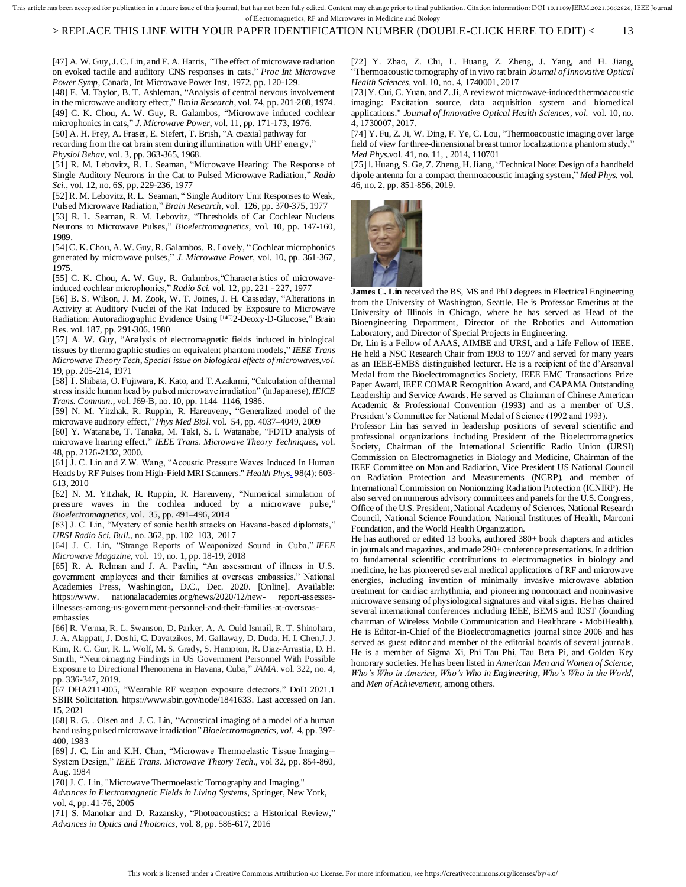[47] A. W. Guy, J. C. Lin, and F. A. Harris, "The effect of microwave radiation on evoked tactile and auditory CNS responses in cats," *Proc Int Microwave Power Symp*, Canada, Int Microwave Power Inst, 1972, pp. 120-129.

[48] E. M. Taylor, B. T. Ashleman, "Analysis of central nervous involvement in the microwave auditory effect," *Brain Research*, vol. 74, pp. 201-208, 1974.

[49] C. K. Chou, A. W. Guy, R. Galambos, "Microwave induced cochlear microphonics in cats," *J. Microwave Power*, vol. 11, pp. 171-173, 1976.

[50] A. H. Frey, A. Fraser, E. Siefert, T. Brish, "A coaxial pathway for recording from the cat brain stem during illumination with UHF energy," *Physiol Behav*, vol. 3, pp. 363-365, 1968.

[51] R. M. Lebovitz, R. L. Seaman, "Microwave Hearing: The Response of Single Auditory Neurons in the Cat to Pulsed Microwave Radiation," *Radio Sci.*, vol. 12, no. 6S, pp. 229-236, 1977

[52] R. M. Lebovitz, R. L. Seaman, " Single Auditory Unit Responses to Weak, Pulsed Microwave Radiation," *Brain Research*, vol. 126, pp. 370-375, 1977

[53] R. L. Seaman, R. M. Lebovitz, "Thresholds of Cat Cochlear Nucleus Neurons to Microwave Pulses," *Bioelectromagnetics*, vol. 10, pp. 147-160, 1989.

[54] C. K. Chou, A. W. Guy, R. Galambos, R. Lovely, " Cochlear microphonics generated by microwave pulses," *J. Microwave Power*, vol. 10, pp. 361-367, 1975.

[55] C. K. Chou, A. W. Guy, R. Galambos,"Characteristics of microwave-induced cochlear microphonics," *Radio Sci.* vol. 12, pp. 221 - 227, 1977

[56] B. S. Wilson, J. M. Zook, W. T. Joines, J. H. Casseday, "Alterations in Activity at Auditory Nuclei of the Rat Induced by Exposure to Microwave Radiation: Autoradiographic Evidence Using [14C]2-Deoxy-D-Glucose," Brain Res. vol. 187, pp. 291-306. 1980

[57] A. W. Guy, "Analysis of electromagnetic fields induced in biological tissues by thermographic studies on equivalent phantom models," *IEEE Trans Microwave Theory Tech, Special issue on biological effects of microwaves,vol.* 19, pp. 205-214, 1971

[58] T. Shibata, O. Fujiwara, K. Kato, and T. Azakami, "Calculation of thermal stress inside human head by pulsed microwave irradiation" (in Japanese), *IEICE Trans. Commun.*, vol. J69-B, no. 10, pp. 1144–1146, 1986.

[59] N. M. Yitzhak, R. Ruppin, R. Hareuveny, "Generalized model of the microwave auditory effect," *Phys Med Biol.* vol. 54, pp. 4037–4049, 2009

[60] Y. Watanabe, T. Tanaka, M. TakI, S. I. Watanabe, "FDTD analysis of microwave hearing effect," *IEEE Trans. Microwave Theory Techniques*, vol. 48, pp. 2126-2132, 2000.

[61] J. C. Lin and Z.W. Wang, "Acoustic Pressure Waves Induced In Human Heads by RF Pulses from High-Field MRI Scanners." *Health Phys.* 98(4): 603-613, 2010

[62] N. M. Yitzhak, R. Ruppin, R. Hareuveny, "Numerical simulation of pressure waves in the cochlea induced by a microwave pulse," *Bioelectromagnetics*, vol. 35, pp. 491–496, 2014

[63] J. C. Lin, "Mystery of sonic health attacks on Havana-based diplomats," *URSI Radio Sci. Bull.*, no. 362, pp. 102–103, 2017

[64] J. C. Lin, "Strange Reports of Weaponized Sound in Cuba," *IEEE Microwave Magazine*, vol. 19, no. 1, pp. 18-19, 2018

[65] R. A. Relman and J. A. Pavlin, "An assessment of illness in U.S. government employees and their families at overseas embassies," National Academies Press, Washington, D.C., Dec. 2020. [Online]. Available: https://www. nationalacademies.org/news/2020/12/new- report-assesses-illnesses-among-us-government-personnel-and-their-families-at-overseas-embassies

[66] R. Verma, R. L. Swanson, D. Parker, A. A. Ould Ismail, R. T. Shinohara, J. A. Alappatt, J. Doshi, C. Davatzikos, M. Gallaway, D. Duda, H. I. Chen,J. J. Kim, R. C. Gur, R. L. Wolf, M. S. Grady, S. Hampton, R. Diaz-Arrastia, D. H. Smith, "Neuroimaging Findings in US Government Personnel With Possible Exposure to Directional Phenomena in Havana, Cuba," *JAMA*. vol. 322, no. 4, pp. 336-347, 2019.

[67 DHA211-005, "Wearable RF weapon exposure detectors." DoD 2021.1 SBIR Solicitation. https://www.sbir.gov/node/1841633. Last accessed on Jan. 15, 2021

[68] R. G. . Olsen and J. C. Lin, "Acoustical imaging of a model of a human hand using pulsed microwave irradiation" *Bioelectromagnetics, vol.* 4, pp. 397-400, 1983

[69] J. C. Lin and K.H. Chan, "Microwave Thermoelastic Tissue Imaging--System Design," *IEEE Trans. Microwave Theory Tech*., vol 32, pp. 854-860, Aug. 1984

[70] J. C. Lin, "Microwave Thermoelastic Tomography and Imaging," *Advances in Electromagnetic Fields in Living Systems*, Springer, New York, vol. 4, pp. 41-76, 2005

[71] S. Manohar and D. Razansky, "Photoacoustics: a Historical Review," *Advances in Optics and Photonics*, vol. 8, pp. 586-617, 2016

[72] Y. Zhao, Z. Chi, L. Huang, Z. Zheng, J. Yang, and H. Jiang, "Thermoacoustic tomography of in vivo rat brain *Journal of Innovative Optical Health Sciences*, vol. 10, no. 4, 1740001, 2017

[73] Y. Cui, C. Yuan, and Z. Ji, A review of microwave-induced thermoacoustic imaging: Excitation source, data acquisition system and biomedical applications." *Journal of Innovative Optical Health Sciences, vol.* vol. 10, no. 4, 1730007, 2017.

[74] Y. Fu, Z. Ji, W. Ding, F. Ye, C. Lou, "Thermoacoustic imaging over large field of view for three-dimensional breast tumor localization: a phantom study," *Med Phys.*vol. 41, no. 11, , 2014, 110701

[75] l. Huang, S. Ge, Z. Zheng, H. Jiang, "Technical Note: Design of a handheld dipole antenna for a compact thermoacoustic imaging system," *Med Phys.* vol. 46, no. 2, pp. 851-856, 2019.

**James C. Lin** received the BS, MS and PhD degrees in Electrical Engineering from the University of Washington, Seattle. He is Professor Emeritus at the University of Illinois in Chicago, where he has served as Head of the Bioengineering Department, Director of the Robotics and Automation Laboratory, and Director of Special Projects in Engineering.

Dr. Lin is a Fellow of AAAS, AIMBE and URSI, and a Life Fellow of IEEE. He held a NSC Research Chair from 1993 to 1997 and served for many years as an IEEE-EMBS distinguished lecturer. He is a recipient of the d'Arsonval Medal from the Bioelectromagnetics Society, IEEE EMC Transactions Prize Paper Award, IEEE COMAR Recognition Award, and CAPAMA Outstanding Leadership and Service Awards. He served as Chairman of Chinese American Academic & Professional Convention (1993) and as a member of U.S. President's Committee for National Medal of Science (1992 and 1993).

Professor Lin has served in leadership positions of several scientific and professional organizations including President of the Bioelectromagnetics Society, Chairman of the International Scientific Radio Union (URSI) Commission on Electromagnetics in Biology and Medicine, Chairman of the IEEE Committee on Man and Radiation, Vice President US National Council on Radiation Protection and Measurements (NCRP), and member of International Commission on Nonionizing Radiation Protection (ICNIRP). He also served on numerous advisory committees and panels for the U.S. Congress, Office of the U.S. President, National Academy of Sciences, National Research Council, National Science Foundation, National Institutes of Health, Marconi Foundation, and the World Health Organization.

He has authored or edited 13 books, authored 380+ book chapters and articles in journals and magazines, and made 290+ conference presentations. In addition to fundamental scientific contributions to electromagnetics in biology and medicine, he has pioneered several medical applications of RF and microwave energies, including invention of minimally invasive microwave ablation treatment for cardiac arrhythmia, and pioneering noncontact and noninvasive microwave sensing of physiological signatures and vital signs. He has chaired several international conferences including IEEE, BEMS and ICST (founding chairman of Wireless Mobile Communication and Healthcare - MobiHealth). He is Editor-in-Chief of the Bioelectromagnetics journal since 2006 and has served as guest editor and member of the editorial boards of several journals. He is a member of Sigma Xi, Phi Tau Phi, Tau Beta Pi, and Golden Key honorary societies. He has been listed in *American Men and Women of Science*, *Who's Who in America*, *Who's Who in Engineering*, *Who's Who in the World*, and *Men of Achievement*, among others.